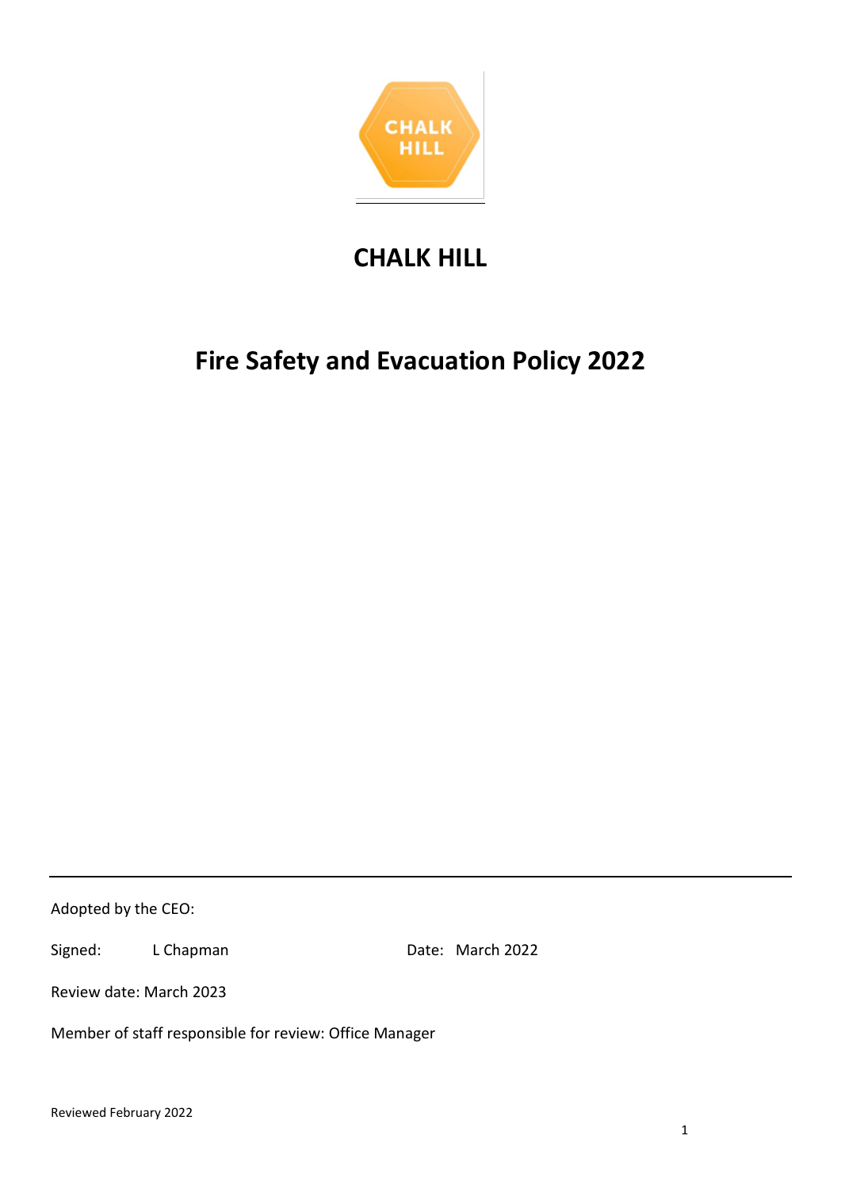# CHALK HILL

# Fire Safety and Evacuation Policy 2022

---

Adopted by the CEO:

Signed: L Chapman    Date: March 2022

Review date: March 2023

Member of staff responsible for review: Office Manager

Reviewed February 2022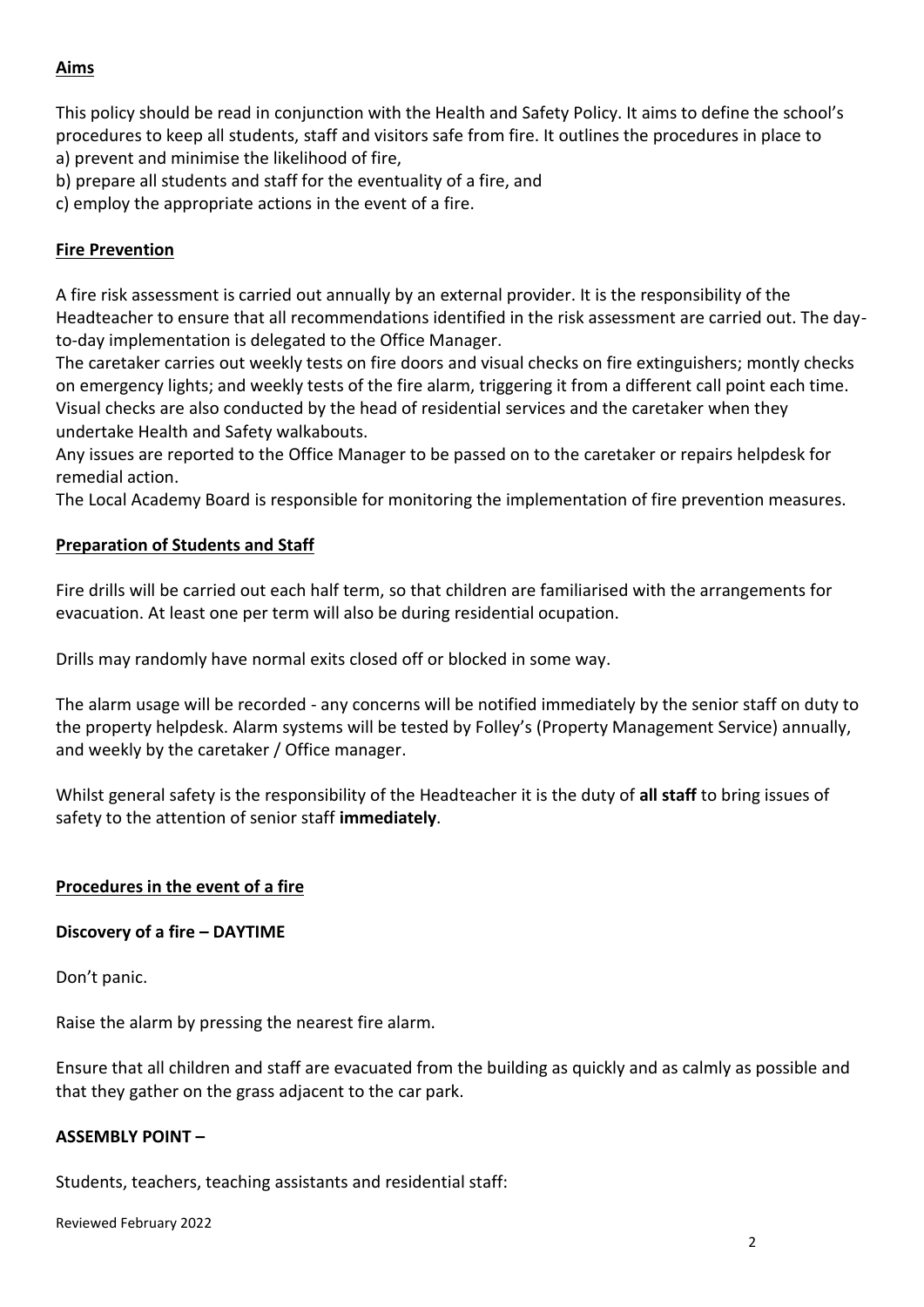## Aims

This policy should be read in conjunction with the Health and Safety Policy. It aims to define the school's procedures to keep all students, staff and visitors safe from fire. It outlines the procedures in place to
a) prevent and minimise the likelihood of fire,
b) prepare all students and staff for the eventuality of a fire, and
c) employ the appropriate actions in the event of a fire.

## Fire Prevention

A fire risk assessment is carried out annually by an external provider. It is the responsibility of the Headteacher to ensure that all recommendations identified in the risk assessment are carried out. The day-to-day implementation is delegated to the Office Manager.
The caretaker carries out weekly tests on fire doors and visual checks on fire extinguishers; montly checks on emergency lights; and weekly tests of the fire alarm, triggering it from a different call point each time. Visual checks are also conducted by the head of residential services and the caretaker when they undertake Health and Safety walkabouts.
Any issues are reported to the Office Manager to be passed on to the caretaker or repairs helpdesk for remedial action.
The Local Academy Board is responsible for monitoring the implementation of fire prevention measures.

## Preparation of Students and Staff

Fire drills will be carried out each half term, so that children are familiarised with the arrangements for evacuation. At least one per term will also be during residential ocupation.

Drills may randomly have normal exits closed off or blocked in some way.

The alarm usage will be recorded - any concerns will be notified immediately by the senior staff on duty to the property helpdesk. Alarm systems will be tested by Folley's (Property Management Service) annually, and weekly by the caretaker / Office manager.

Whilst general safety is the responsibility of the Headteacher it is the duty of **all staff** to bring issues of safety to the attention of senior staff **immediately**.

## Procedures in the event of a fire

### Discovery of a fire – DAYTIME

Don't panic.

Raise the alarm by pressing the nearest fire alarm.

Ensure that all children and staff are evacuated from the building as quickly and as calmly as possible and that they gather on the grass adjacent to the car park.

### ASSEMBLY POINT –

Students, teachers, teaching assistants and residential staff:

Reviewed February 2022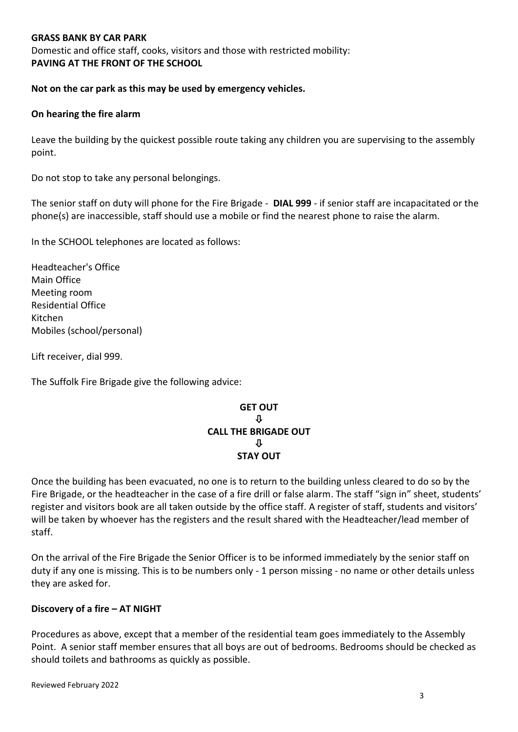**GRASS BANK BY CAR PARK**

Domestic and office staff, cooks, visitors and those with restricted mobility:

**PAVING AT THE FRONT OF THE SCHOOL**

**Not on the car park as this may be used by emergency vehicles.**

**On hearing the fire alarm**

Leave the building by the quickest possible route taking any children you are supervising to the assembly point.

Do not stop to take any personal belongings.

The senior staff on duty will phone for the Fire Brigade - **DIAL 999** - if senior staff are incapacitated or the phone(s) are inaccessible, staff should use a mobile or find the nearest phone to raise the alarm.

In the SCHOOL telephones are located as follows:

Headteacher's Office
Main Office
Meeting room
Residential Office
Kitchen
Mobiles (school/personal)

Lift receiver, dial 999.

The Suffolk Fire Brigade give the following advice:

**GET OUT**
⇩
**CALL THE BRIGADE OUT**
⇩
**STAY OUT**

Once the building has been evacuated, no one is to return to the building unless cleared to do so by the Fire Brigade, or the headteacher in the case of a fire drill or false alarm. The staff "sign in" sheet, students' register and visitors book are all taken outside by the office staff. A register of staff, students and visitors' will be taken by whoever has the registers and the result shared with the Headteacher/lead member of staff.

On the arrival of the Fire Brigade the Senior Officer is to be informed immediately by the senior staff on duty if any one is missing. This is to be numbers only - 1 person missing - no name or other details unless they are asked for.

**Discovery of a fire – AT NIGHT**

Procedures as above, except that a member of the residential team goes immediately to the Assembly Point. A senior staff member ensures that all boys are out of bedrooms. Bedrooms should be checked as should toilets and bathrooms as quickly as possible.

Reviewed February 2022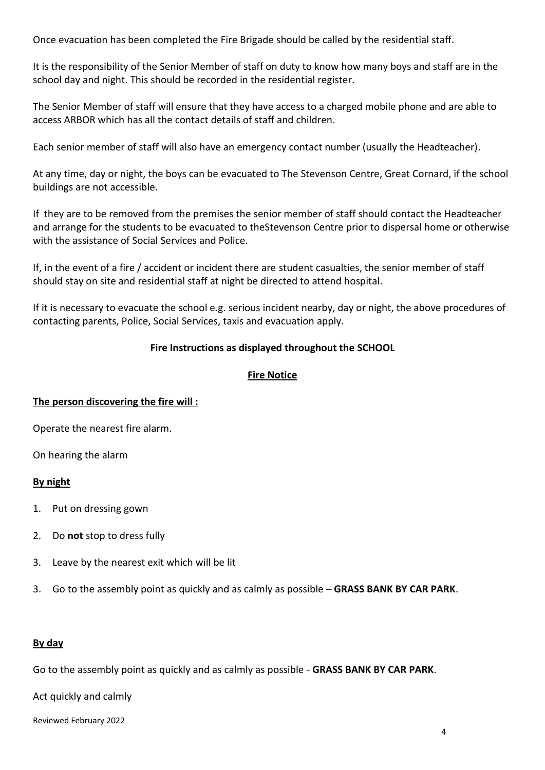Once evacuation has been completed the Fire Brigade should be called by the residential staff.

It is the responsibility of the Senior Member of staff on duty to know how many boys and staff are in the school day and night. This should be recorded in the residential register.

The Senior Member of staff will ensure that they have access to a charged mobile phone and are able to access ARBOR which has all the contact details of staff and children.

Each senior member of staff will also have an emergency contact number (usually the Headteacher).

At any time, day or night, the boys can be evacuated to The Stevenson Centre, Great Cornard, if the school buildings are not accessible.

If they are to be removed from the premises the senior member of staff should contact the Headteacher and arrange for the students to be evacuated to theStevenson Centre prior to dispersal home or otherwise with the assistance of Social Services and Police.

If, in the event of a fire / accident or incident there are student casualties, the senior member of staff should stay on site and residential staff at night be directed to attend hospital.

If it is necessary to evacuate the school e.g. serious incident nearby, day or night, the above procedures of contacting parents, Police, Social Services, taxis and evacuation apply.

**Fire Instructions as displayed throughout the SCHOOL**

**<u>Fire Notice</u>**

**<u>The person discovering the fire will :</u>**

Operate the nearest fire alarm.

On hearing the alarm

**<u>By night</u>**

1. Put on dressing gown
2. Do **not** stop to dress fully
3. Leave by the nearest exit which will be lit
3. Go to the assembly point as quickly and as calmly as possible – **GRASS BANK BY CAR PARK**.

**<u>By day</u>**

Go to the assembly point as quickly and as calmly as possible - **GRASS BANK BY CAR PARK**.

Act quickly and calmly

Reviewed February 2022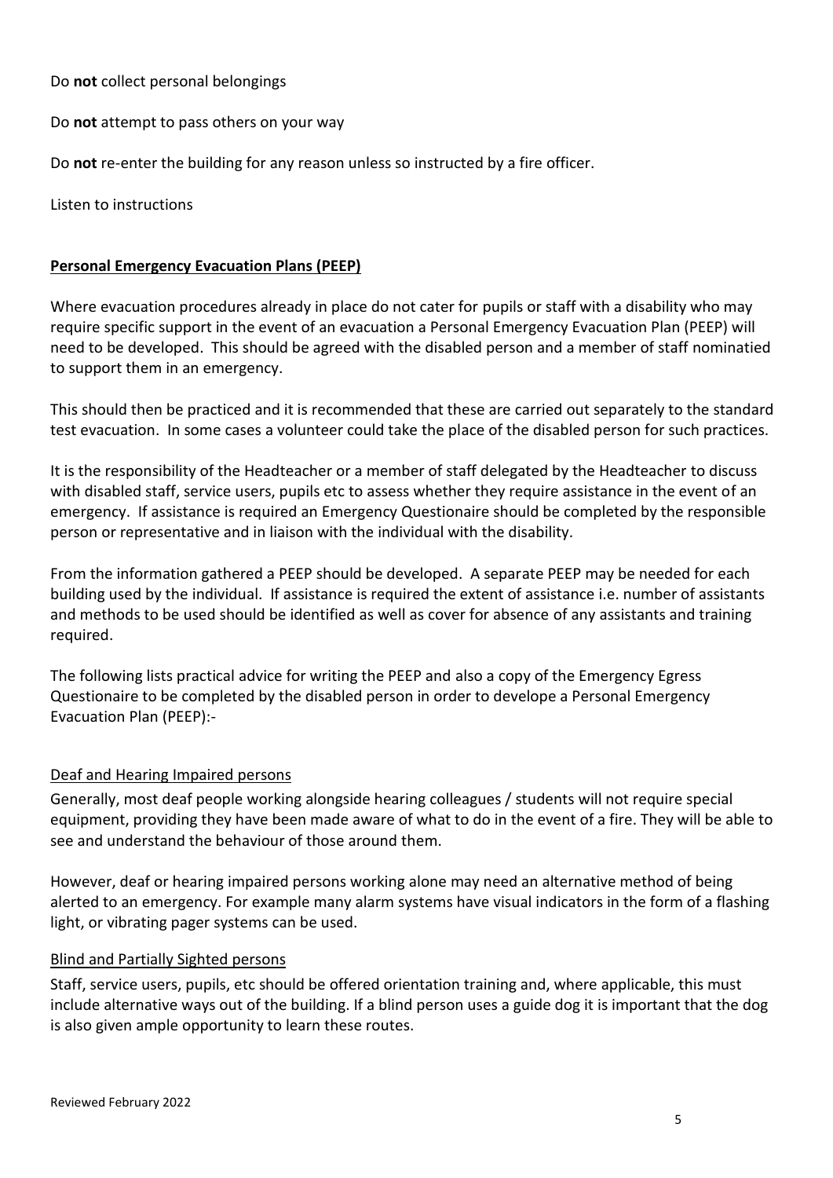Do **not** collect personal belongings

Do **not** attempt to pass others on your way

Do **not** re-enter the building for any reason unless so instructed by a fire officer.

Listen to instructions

## Personal Emergency Evacuation Plans (PEEP)

Where evacuation procedures already in place do not cater for pupils or staff with a disability who may require specific support in the event of an evacuation a Personal Emergency Evacuation Plan (PEEP) will need to be developed. This should be agreed with the disabled person and a member of staff nominatied to support them in an emergency.

This should then be practiced and it is recommended that these are carried out separately to the standard test evacuation. In some cases a volunteer could take the place of the disabled person for such practices.

It is the responsibility of the Headteacher or a member of staff delegated by the Headteacher to discuss with disabled staff, service users, pupils etc to assess whether they require assistance in the event of an emergency. If assistance is required an Emergency Questionaire should be completed by the responsible person or representative and in liaison with the individual with the disability.

From the information gathered a PEEP should be developed. A separate PEEP may be needed for each building used by the individual. If assistance is required the extent of assistance i.e. number of assistants and methods to be used should be identified as well as cover for absence of any assistants and training required.

The following lists practical advice for writing the PEEP and also a copy of the Emergency Egress Questionaire to be completed by the disabled person in order to develope a Personal Emergency Evacuation Plan (PEEP):-

### Deaf and Hearing Impaired persons

Generally, most deaf people working alongside hearing colleagues / students will not require special equipment, providing they have been made aware of what to do in the event of a fire. They will be able to see and understand the behaviour of those around them.

However, deaf or hearing impaired persons working alone may need an alternative method of being alerted to an emergency. For example many alarm systems have visual indicators in the form of a flashing light, or vibrating pager systems can be used.

### Blind and Partially Sighted persons

Staff, service users, pupils, etc should be offered orientation training and, where applicable, this must include alternative ways out of the building. If a blind person uses a guide dog it is important that the dog is also given ample opportunity to learn these routes.

Reviewed February 2022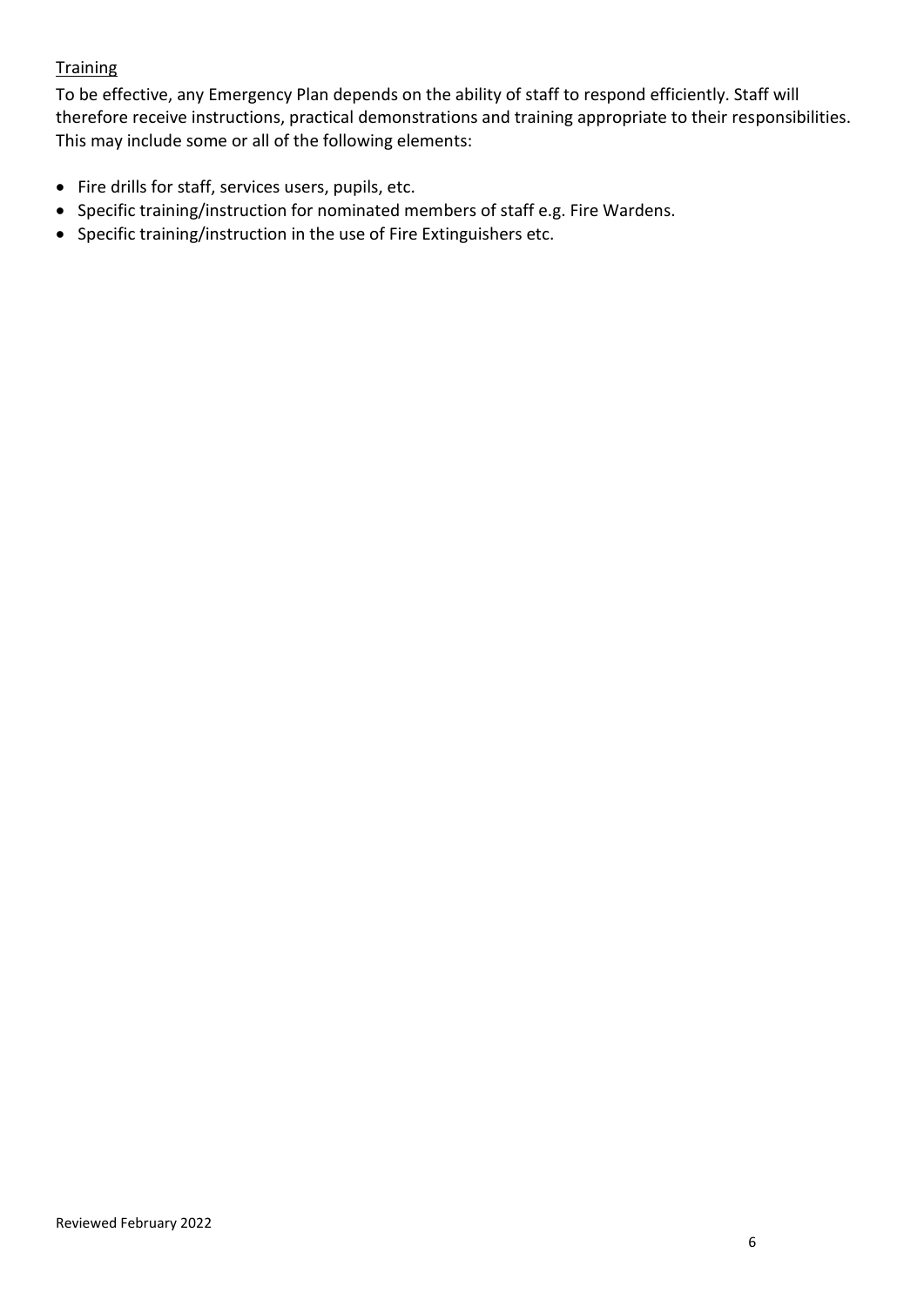Training

To be effective, any Emergency Plan depends on the ability of staff to respond efficiently. Staff will therefore receive instructions, practical demonstrations and training appropriate to their responsibilities. This may include some or all of the following elements:

- Fire drills for staff, services users, pupils, etc.
- Specific training/instruction for nominated members of staff e.g. Fire Wardens.
- Specific training/instruction in the use of Fire Extinguishers etc.

Reviewed February 2022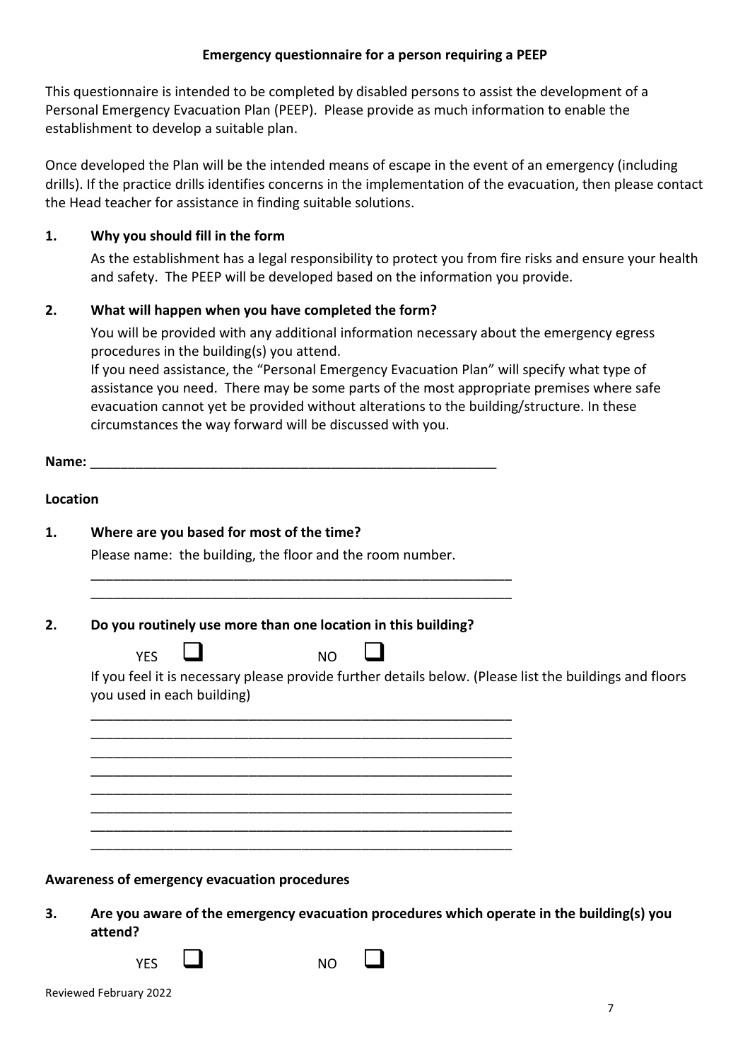## Emergency questionnaire for a person requiring a PEEP

This questionnaire is intended to be completed by disabled persons to assist the development of a Personal Emergency Evacuation Plan (PEEP). Please provide as much information to enable the establishment to develop a suitable plan.

Once developed the Plan will be the intended means of escape in the event of an emergency (including drills). If the practice drills identifies concerns in the implementation of the evacuation, then please contact the Head teacher for assistance in finding suitable solutions.

**1. Why you should fill in the form**

As the establishment has a legal responsibility to protect you from fire risks and ensure your health and safety. The PEEP will be developed based on the information you provide.

**2. What will happen when you have completed the form?**

You will be provided with any additional information necessary about the emergency egress procedures in the building(s) you attend.

If you need assistance, the "Personal Emergency Evacuation Plan" will specify what type of assistance you need. There may be some parts of the most appropriate premises where safe evacuation cannot yet be provided without alterations to the building/structure. In these circumstances the way forward will be discussed with you.

**Name:** ________________________________________________________

**Location**

**1. Where are you based for most of the time?**

Please name: the building, the floor and the room number.

__________________________________________________________
__________________________________________________________

**2. Do you routinely use more than one location in this building?**

YES ☐ NO ☐

If you feel it is necessary please provide further details below. (Please list the buildings and floors you used in each building)

__________________________________________________________
__________________________________________________________
__________________________________________________________
__________________________________________________________
__________________________________________________________
__________________________________________________________
__________________________________________________________
__________________________________________________________

**Awareness of emergency evacuation procedures**

**3. Are you aware of the emergency evacuation procedures which operate in the building(s) you attend?**

YES ☐ NO ☐

Reviewed February 2022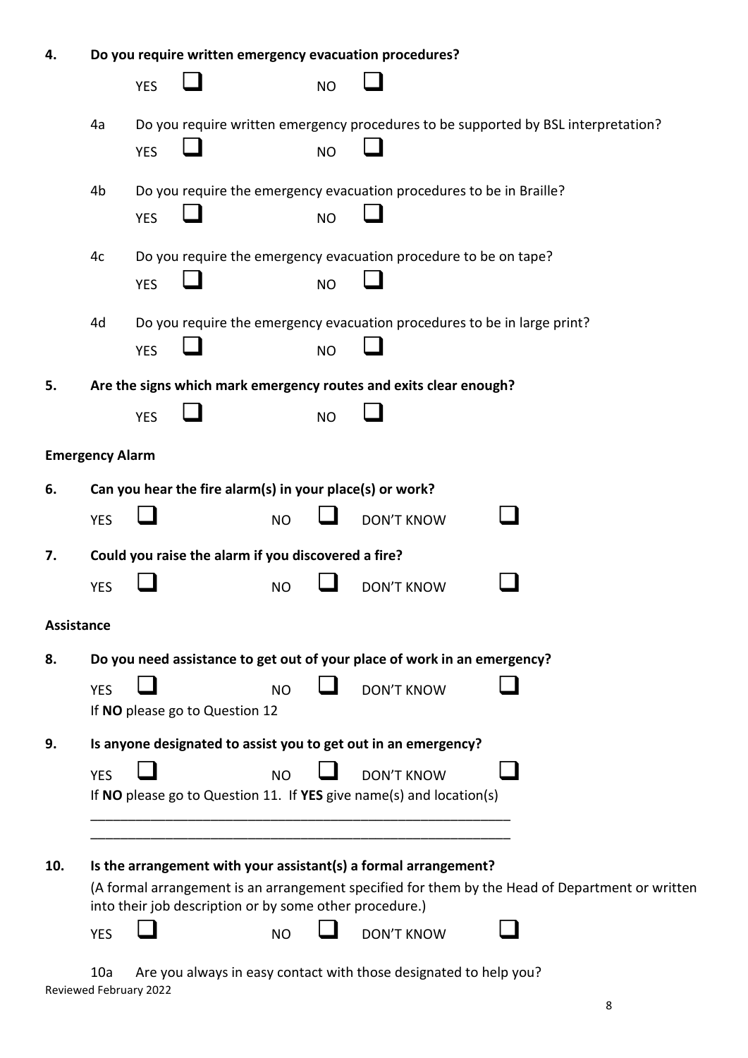**4. Do you require written emergency evacuation procedures?**

YES ☐ NO ☐

4a Do you require written emergency procedures to be supported by BSL interpretation?

YES ☐ NO ☐

4b Do you require the emergency evacuation procedures to be in Braille?

YES ☐ NO ☐

4c Do you require the emergency evacuation procedure to be on tape?

YES ☐ NO ☐

4d Do you require the emergency evacuation procedures to be in large print?

YES ☐ NO ☐

**5. Are the signs which mark emergency routes and exits clear enough?**

YES ☐ NO ☐

**Emergency Alarm**

**6. Can you hear the fire alarm(s) in your place(s) or work?**

YES ☐ NO ☐ DON'T KNOW ☐

**7. Could you raise the alarm if you discovered a fire?**

YES ☐ NO ☐ DON'T KNOW ☐

**Assistance**

**8. Do you need assistance to get out of your place of work in an emergency?**

YES ☐ NO ☐ DON'T KNOW ☐

If **NO** please go to Question 12

**9. Is anyone designated to assist you to get out in an emergency?**

YES ☐ NO ☐ DON'T KNOW ☐

If **NO** please go to Question 11. If **YES** give name(s) and location(s)

\_\_\_\_\_\_\_\_\_\_\_\_\_\_\_\_\_\_\_\_\_\_\_\_\_\_\_\_\_\_\_\_\_\_\_\_\_\_\_\_\_\_\_\_\_\_\_\_\_\_\_\_\_\_\_\_

\_\_\_\_\_\_\_\_\_\_\_\_\_\_\_\_\_\_\_\_\_\_\_\_\_\_\_\_\_\_\_\_\_\_\_\_\_\_\_\_\_\_\_\_\_\_\_\_\_\_\_\_\_\_\_\_

**10. Is the arrangement with your assistant(s) a formal arrangement?**

(A formal arrangement is an arrangement specified for them by the Head of Department or written into their job description or by some other procedure.)

YES ☐ NO ☐ DON'T KNOW ☐

10a Are you always in easy contact with those designated to help you?

Reviewed February 2022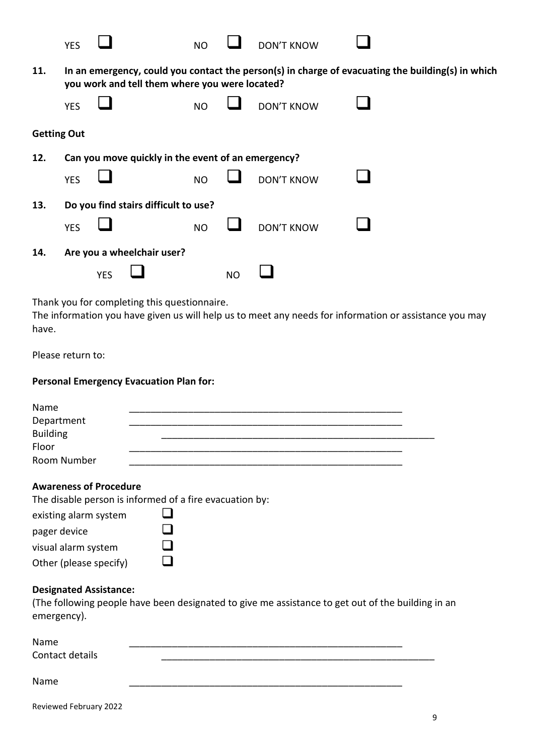YES ☐ NO ☐ DON'T KNOW ☐

**11. In an emergency, could you contact the person(s) in charge of evacuating the building(s) in which you work and tell them where you were located?**

YES ☐ NO ☐ DON'T KNOW ☐

**Getting Out**

**12. Can you move quickly in the event of an emergency?**

YES ☐ NO ☐ DON'T KNOW ☐

**13. Do you find stairs difficult to use?**

YES ☐ NO ☐ DON'T KNOW ☐

**14. Are you a wheelchair user?**

YES ☐ NO ☐

Thank you for completing this questionnaire.
The information you have given us will help us to meet any needs for information or assistance you may have.

Please return to:

**Personal Emergency Evacuation Plan for:**

Name ____________________________________________________
Department ____________________________________________________
Building ____________________________________________________
Floor ____________________________________________________
Room Number ____________________________________________________

**Awareness of Procedure**

The disable person is informed of a fire evacuation by:

existing alarm system ☐
pager device ☐
visual alarm system ☐
Other (please specify) ☐

**Designated Assistance:**

(The following people have been designated to give me assistance to get out of the building in an emergency).

Name ____________________________________________________
Contact details ____________________________________________________

Name ____________________________________________________

Reviewed February 2022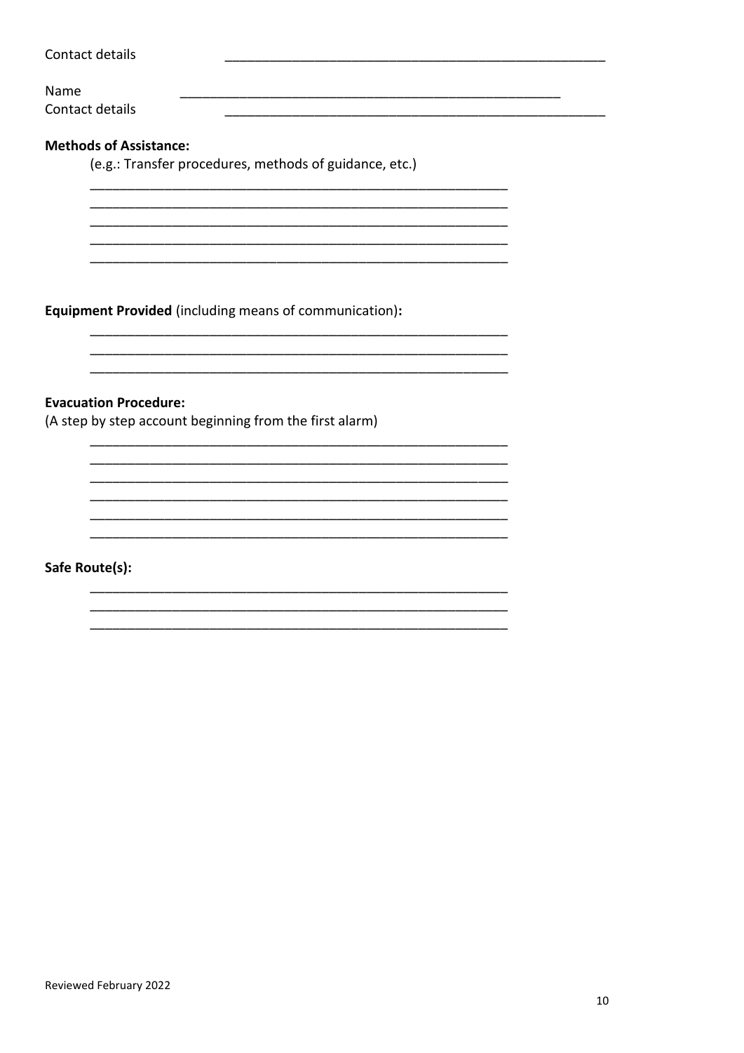Contact details ___________________________________________________

Name ___________________________________________________

Contact details ___________________________________________________

**Methods of Assistance:**

(e.g.: Transfer procedures, methods of guidance, etc.)

_______________________________________________________

_______________________________________________________

_______________________________________________________

_______________________________________________________

_______________________________________________________

**Equipment Provided** (including means of communication)**:**

_______________________________________________________

_______________________________________________________

_______________________________________________________

**Evacuation Procedure:**

(A step by step account beginning from the first alarm)

_______________________________________________________

_______________________________________________________

_______________________________________________________

_______________________________________________________

_______________________________________________________

_______________________________________________________

**Safe Route(s):**

_______________________________________________________

_______________________________________________________

_______________________________________________________

Reviewed February 2022